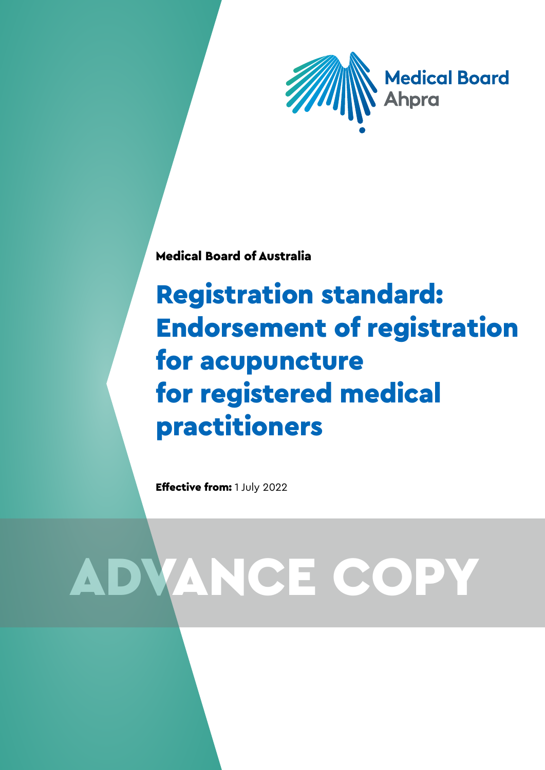Medical Board
Ahpra

**Medical Board of Australia**

# Registration standard: Endorsement of registration for acupuncture for registered medical practitioners

**Effective from:** 1 July 2022

ADVANCE COPY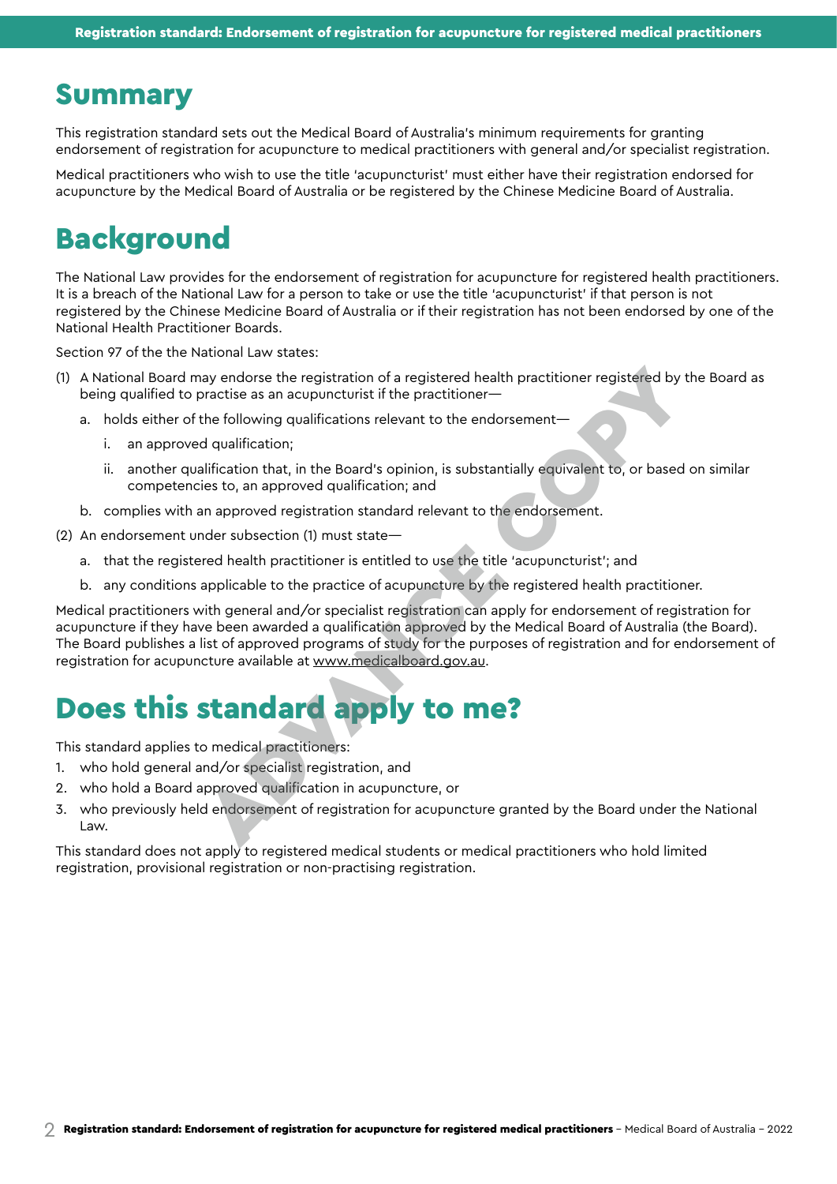## Summary

This registration standard sets out the Medical Board of Australia's minimum requirements for granting endorsement of registration for acupuncture to medical practitioners with general and/or specialist registration.

Medical practitioners who wish to use the title 'acupuncturist' must either have their registration endorsed for acupuncture by the Medical Board of Australia or be registered by the Chinese Medicine Board of Australia.

## Background

The National Law provides for the endorsement of registration for acupuncture for registered health practitioners. It is a breach of the National Law for a person to take or use the title 'acupuncturist' if that person is not registered by the Chinese Medicine Board of Australia or if their registration has not been endorsed by one of the National Health Practitioner Boards.

Section 97 of the the National Law states:

(1) A National Board may endorse the registration of a registered health practitioner registered by the Board as being qualified to practise as an acupuncturist if the practitioner—

  a. holds either of the following qualifications relevant to the endorsement—

    i. an approved qualification;

    ii. another qualification that, in the Board's opinion, is substantially equivalent to, or based on similar competencies to, an approved qualification; and

  b. complies with an approved registration standard relevant to the endorsement.

(2) An endorsement under subsection (1) must state—

  a. that the registered health practitioner is entitled to use the title 'acupuncturist'; and

  b. any conditions applicable to the practice of acupuncture by the registered health practitioner.

Medical practitioners with general and/or specialist registration can apply for endorsement of registration for acupuncture if they have been awarded a qualification approved by the Medical Board of Australia (the Board). The Board publishes a list of approved programs of study for the purposes of registration and for endorsement of registration for acupuncture available at www.medicalboard.gov.au.

## Does this standard apply to me?

This standard applies to medical practitioners:

1. who hold general and/or specialist registration, and
2. who hold a Board approved qualification in acupuncture, or
3. who previously held endorsement of registration for acupuncture granted by the Board under the National Law.

This standard does not apply to registered medical students or medical practitioners who hold limited registration, provisional registration or non-practising registration.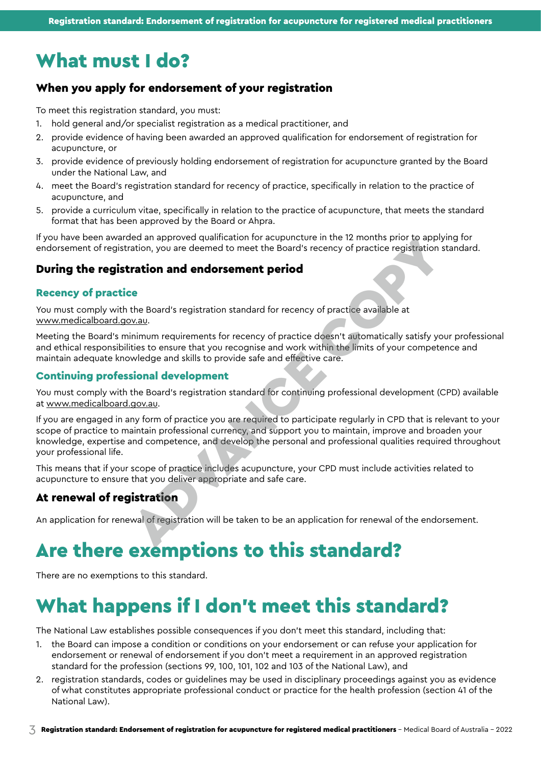# What must I do?

### When you apply for endorsement of your registration

To meet this registration standard, you must:

1. hold general and/or specialist registration as a medical practitioner, and
2. provide evidence of having been awarded an approved qualification for endorsement of registration for acupuncture, or
3. provide evidence of previously holding endorsement of registration for acupuncture granted by the Board under the National Law, and
4. meet the Board's registration standard for recency of practice, specifically in relation to the practice of acupuncture, and
5. provide a curriculum vitae, specifically in relation to the practice of acupuncture, that meets the standard format that has been approved by the Board or Ahpra.

If you have been awarded an approved qualification for acupuncture in the 12 months prior to applying for endorsement of registration, you are deemed to meet the Board's recency of practice registration standard.

### During the registration and endorsement period

#### Recency of practice

You must comply with the Board's registration standard for recency of practice available at www.medicalboard.gov.au.

Meeting the Board's minimum requirements for recency of practice doesn't automatically satisfy your professional and ethical responsibilities to ensure that you recognise and work within the limits of your competence and maintain adequate knowledge and skills to provide safe and effective care.

#### Continuing professional development

You must comply with the Board's registration standard for continuing professional development (CPD) available at www.medicalboard.gov.au.

If you are engaged in any form of practice you are required to participate regularly in CPD that is relevant to your scope of practice to maintain professional currency, and support you to maintain, improve and broaden your knowledge, expertise and competence, and develop the personal and professional qualities required throughout your professional life.

This means that if your scope of practice includes acupuncture, your CPD must include activities related to acupuncture to ensure that you deliver appropriate and safe care.

### At renewal of registration

An application for renewal of registration will be taken to be an application for renewal of the endorsement.

# Are there exemptions to this standard?

There are no exemptions to this standard.

# What happens if I don't meet this standard?

The National Law establishes possible consequences if you don't meet this standard, including that:

1. the Board can impose a condition or conditions on your endorsement or can refuse your application for endorsement or renewal of endorsement if you don't meet a requirement in an approved registration standard for the profession (sections 99, 100, 101, 102 and 103 of the National Law), and
2. registration standards, codes or guidelines may be used in disciplinary proceedings against you as evidence of what constitutes appropriate professional conduct or practice for the health profession (section 41 of the National Law).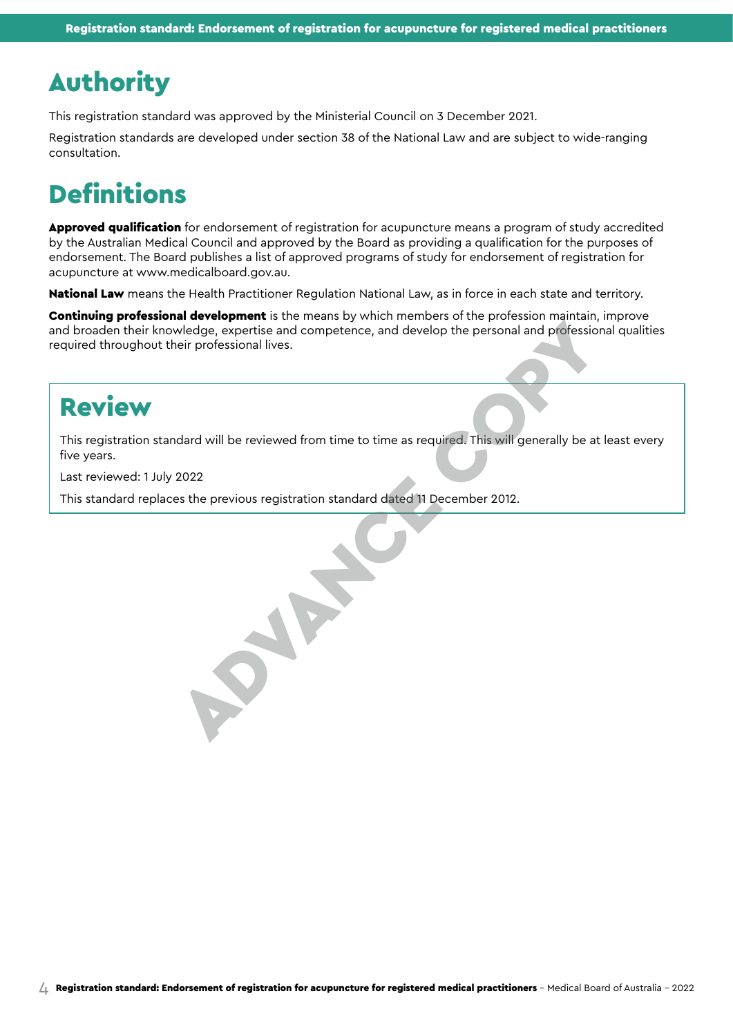# Authority

This registration standard was approved by the Ministerial Council on 3 December 2021.

Registration standards are developed under section 38 of the National Law and are subject to wide-ranging consultation.

# Definitions

**Approved qualification** for endorsement of registration for acupuncture means a program of study accredited by the Australian Medical Council and approved by the Board as providing a qualification for the purposes of endorsement. The Board publishes a list of approved programs of study for endorsement of registration for acupuncture at www.medicalboard.gov.au.

**National Law** means the Health Practitioner Regulation National Law, as in force in each state and territory.

**Continuing professional development** is the means by which members of the profession maintain, improve and broaden their knowledge, expertise and competence, and develop the personal and professional qualities required throughout their professional lives.

# Review

This registration standard will be reviewed from time to time as required. This will generally be at least every five years.

Last reviewed: 1 July 2022

This standard replaces the previous registration standard dated 11 December 2012.